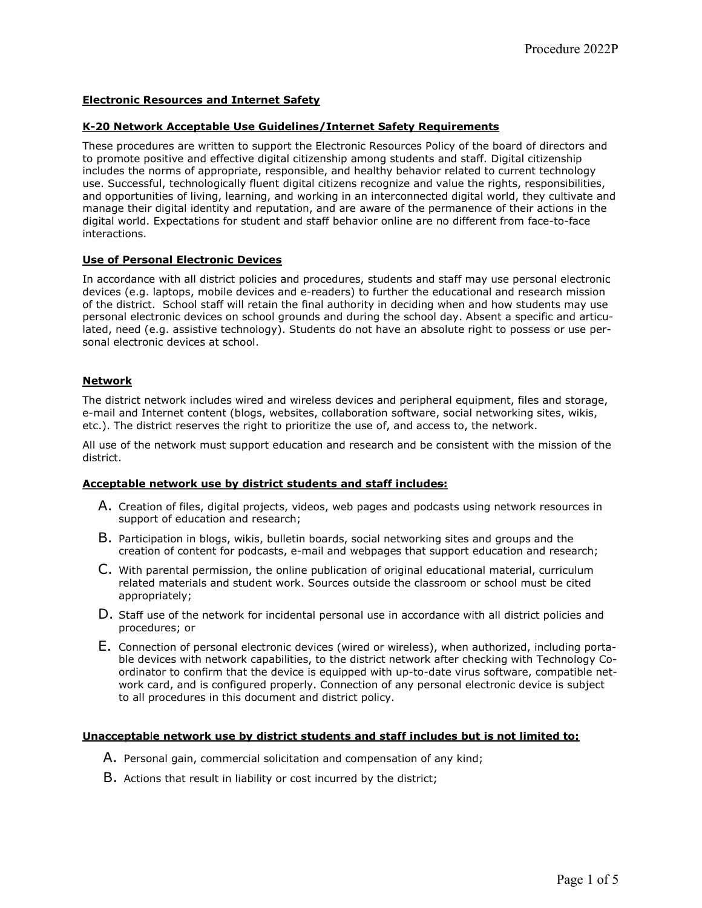**Electronic Resources and Internet Safety**

**K-20 Network Acceptable Use Guidelines/Internet Safety Requirements**

These procedures are written to support the Electronic Resources Policy of the board of directors and to promote positive and effective digital citizenship among students and staff. Digital citizenship includes the norms of appropriate, responsible, and healthy behavior related to current technology use. Successful, technologically fluent digital citizens recognize and value the rights, responsibilities, and opportunities of living, learning, and working in an interconnected digital world, they cultivate and manage their digital identity and reputation, and are aware of the permanence of their actions in the digital world. Expectations for student and staff behavior online are no different from face-to-face interactions.

**Use of Personal Electronic Devices**

In accordance with all district policies and procedures, students and staff may use personal electronic devices (e.g. laptops, mobile devices and e-readers) to further the educational and research mission of the district. School staff will retain the final authority in deciding when and how students may use personal electronic devices on school grounds and during the school day. Absent a specific and articulated, need (e.g. assistive technology). Students do not have an absolute right to possess or use personal electronic devices at school.

**Network**

The district network includes wired and wireless devices and peripheral equipment, files and storage, e-mail and Internet content (blogs, websites, collaboration software, social networking sites, wikis, etc.). The district reserves the right to prioritize the use of, and access to, the network.

All use of the network must support education and research and be consistent with the mission of the district.

**Acceptable network use by district students and staff includes:**

A. Creation of files, digital projects, videos, web pages and podcasts using network resources in support of education and research;

B. Participation in blogs, wikis, bulletin boards, social networking sites and groups and the creation of content for podcasts, e-mail and webpages that support education and research;

C. With parental permission, the online publication of original educational material, curriculum related materials and student work. Sources outside the classroom or school must be cited appropriately;

D. Staff use of the network for incidental personal use in accordance with all district policies and procedures; or

E. Connection of personal electronic devices (wired or wireless), when authorized, including portable devices with network capabilities, to the district network after checking with Technology Coordinator to confirm that the device is equipped with up-to-date virus software, compatible network card, and is configured properly. Connection of any personal electronic device is subject to all procedures in this document and district policy.

**Unacceptable network use by district students and staff includes but is not limited to:**

A. Personal gain, commercial solicitation and compensation of any kind;

B. Actions that result in liability or cost incurred by the district;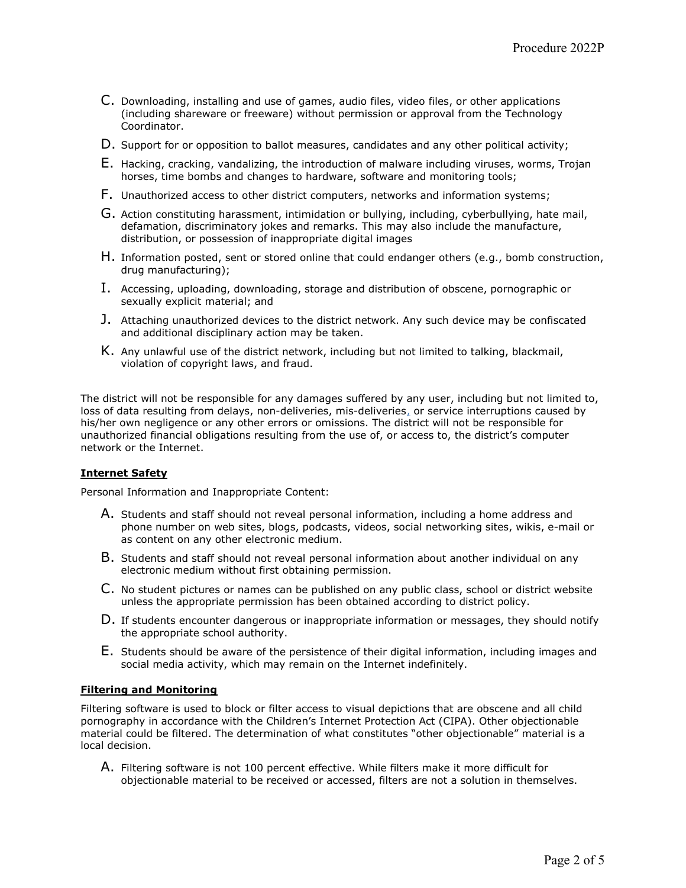C. Downloading, installing and use of games, audio files, video files, or other applications (including shareware or freeware) without permission or approval from the Technology Coordinator.

D. Support for or opposition to ballot measures, candidates and any other political activity;

E. Hacking, cracking, vandalizing, the introduction of malware including viruses, worms, Trojan horses, time bombs and changes to hardware, software and monitoring tools;

F. Unauthorized access to other district computers, networks and information systems;

G. Action constituting harassment, intimidation or bullying, including, cyberbullying, hate mail, defamation, discriminatory jokes and remarks. This may also include the manufacture, distribution, or possession of inappropriate digital images

H. Information posted, sent or stored online that could endanger others (e.g., bomb construction, drug manufacturing);

I. Accessing, uploading, downloading, storage and distribution of obscene, pornographic or sexually explicit material; and

J. Attaching unauthorized devices to the district network. Any such device may be confiscated and additional disciplinary action may be taken.

K. Any unlawful use of the district network, including but not limited to talking, blackmail, violation of copyright laws, and fraud.

The district will not be responsible for any damages suffered by any user, including but not limited to, loss of data resulting from delays, non-deliveries, mis-deliveries, or service interruptions caused by his/her own negligence or any other errors or omissions. The district will not be responsible for unauthorized financial obligations resulting from the use of, or access to, the district's computer network or the Internet.

**Internet Safety**

Personal Information and Inappropriate Content:

A. Students and staff should not reveal personal information, including a home address and phone number on web sites, blogs, podcasts, videos, social networking sites, wikis, e-mail or as content on any other electronic medium.

B. Students and staff should not reveal personal information about another individual on any electronic medium without first obtaining permission.

C. No student pictures or names can be published on any public class, school or district website unless the appropriate permission has been obtained according to district policy.

D. If students encounter dangerous or inappropriate information or messages, they should notify the appropriate school authority.

E. Students should be aware of the persistence of their digital information, including images and social media activity, which may remain on the Internet indefinitely.

**Filtering and Monitoring**

Filtering software is used to block or filter access to visual depictions that are obscene and all child pornography in accordance with the Children's Internet Protection Act (CIPA). Other objectionable material could be filtered. The determination of what constitutes "other objectionable" material is a local decision.

A. Filtering software is not 100 percent effective. While filters make it more difficult for objectionable material to be received or accessed, filters are not a solution in themselves.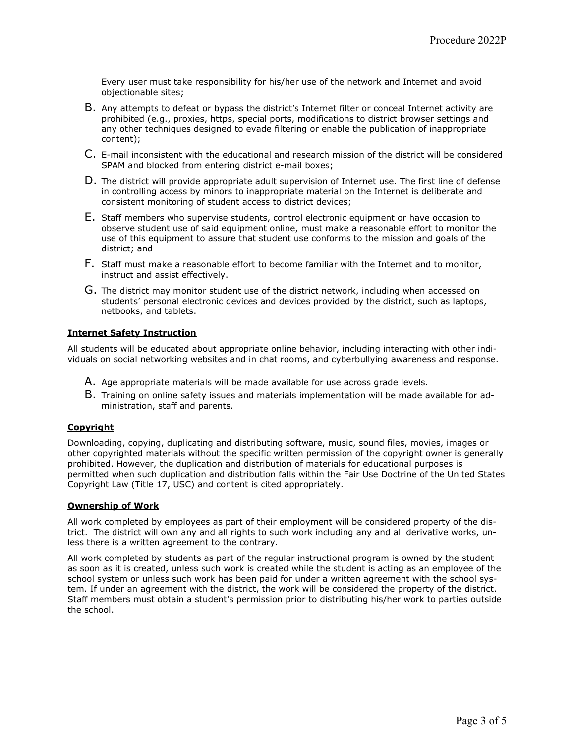Every user must take responsibility for his/her use of the network and Internet and avoid objectionable sites;

B. Any attempts to defeat or bypass the district's Internet filter or conceal Internet activity are prohibited (e.g., proxies, https, special ports, modifications to district browser settings and any other techniques designed to evade filtering or enable the publication of inappropriate content);

C. E-mail inconsistent with the educational and research mission of the district will be considered SPAM and blocked from entering district e-mail boxes;

D. The district will provide appropriate adult supervision of Internet use. The first line of defense in controlling access by minors to inappropriate material on the Internet is deliberate and consistent monitoring of student access to district devices;

E. Staff members who supervise students, control electronic equipment or have occasion to observe student use of said equipment online, must make a reasonable effort to monitor the use of this equipment to assure that student use conforms to the mission and goals of the district; and

F. Staff must make a reasonable effort to become familiar with the Internet and to monitor, instruct and assist effectively.

G. The district may monitor student use of the district network, including when accessed on students' personal electronic devices and devices provided by the district, such as laptops, netbooks, and tablets.

**Internet Safety Instruction**

All students will be educated about appropriate online behavior, including interacting with other individuals on social networking websites and in chat rooms, and cyberbullying awareness and response.

A. Age appropriate materials will be made available for use across grade levels.

B. Training on online safety issues and materials implementation will be made available for administration, staff and parents.

**Copyright**

Downloading, copying, duplicating and distributing software, music, sound files, movies, images or other copyrighted materials without the specific written permission of the copyright owner is generally prohibited. However, the duplication and distribution of materials for educational purposes is permitted when such duplication and distribution falls within the Fair Use Doctrine of the United States Copyright Law (Title 17, USC) and content is cited appropriately.

**Ownership of Work**

All work completed by employees as part of their employment will be considered property of the district. The district will own any and all rights to such work including any and all derivative works, unless there is a written agreement to the contrary.

All work completed by students as part of the regular instructional program is owned by the student as soon as it is created, unless such work is created while the student is acting as an employee of the school system or unless such work has been paid for under a written agreement with the school system. If under an agreement with the district, the work will be considered the property of the district. Staff members must obtain a student's permission prior to distributing his/her work to parties outside the school.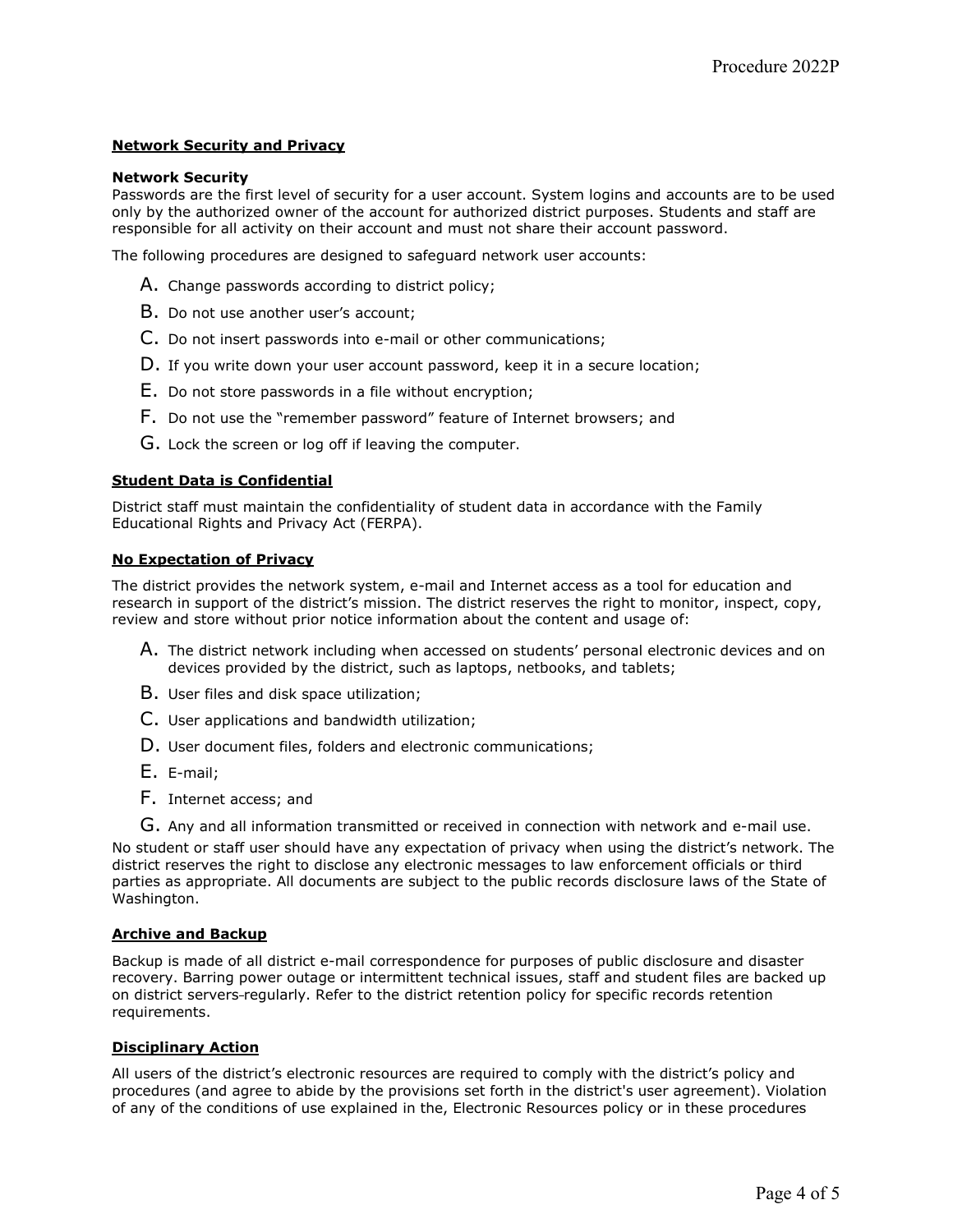## Network Security and Privacy

**Network Security**
Passwords are the first level of security for a user account. System logins and accounts are to be used only by the authorized owner of the account for authorized district purposes. Students and staff are responsible for all activity on their account and must not share their account password.

The following procedures are designed to safeguard network user accounts:

A. Change passwords according to district policy;
B. Do not use another user's account;
C. Do not insert passwords into e-mail or other communications;
D. If you write down your user account password, keep it in a secure location;
E. Do not store passwords in a file without encryption;
F. Do not use the "remember password" feature of Internet browsers; and
G. Lock the screen or log off if leaving the computer.

## Student Data is Confidential

District staff must maintain the confidentiality of student data in accordance with the Family Educational Rights and Privacy Act (FERPA).

## No Expectation of Privacy

The district provides the network system, e-mail and Internet access as a tool for education and research in support of the district's mission. The district reserves the right to monitor, inspect, copy, review and store without prior notice information about the content and usage of:

A. The district network including when accessed on students' personal electronic devices and on devices provided by the district, such as laptops, netbooks, and tablets;
B. User files and disk space utilization;
C. User applications and bandwidth utilization;
D. User document files, folders and electronic communications;
E. E-mail;
F. Internet access; and
G. Any and all information transmitted or received in connection with network and e-mail use.

No student or staff user should have any expectation of privacy when using the district's network. The district reserves the right to disclose any electronic messages to law enforcement officials or third parties as appropriate. All documents are subject to the public records disclosure laws of the State of Washington.

## Archive and Backup

Backup is made of all district e-mail correspondence for purposes of public disclosure and disaster recovery. Barring power outage or intermittent technical issues, staff and student files are backed up on district servers regularly. Refer to the district retention policy for specific records retention requirements.

## Disciplinary Action

All users of the district's electronic resources are required to comply with the district's policy and procedures (and agree to abide by the provisions set forth in the district's user agreement). Violation of any of the conditions of use explained in the, Electronic Resources policy or in these procedures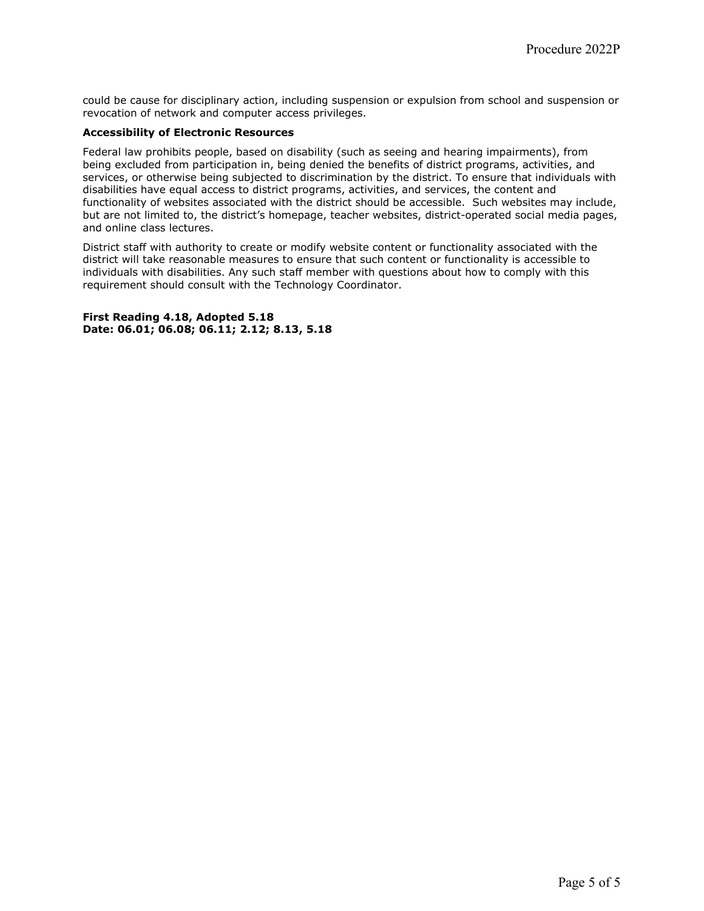could be cause for disciplinary action, including suspension or expulsion from school and suspension or revocation of network and computer access privileges.

**Accessibility of Electronic Resources**

Federal law prohibits people, based on disability (such as seeing and hearing impairments), from being excluded from participation in, being denied the benefits of district programs, activities, and services, or otherwise being subjected to discrimination by the district. To ensure that individuals with disabilities have equal access to district programs, activities, and services, the content and functionality of websites associated with the district should be accessible. Such websites may include, but are not limited to, the district's homepage, teacher websites, district-operated social media pages, and online class lectures.

District staff with authority to create or modify website content or functionality associated with the district will take reasonable measures to ensure that such content or functionality is accessible to individuals with disabilities. Any such staff member with questions about how to comply with this requirement should consult with the Technology Coordinator.

**First Reading 4.18, Adopted 5.18**
**Date: 06.01; 06.08; 06.11; 2.12; 8.13, 5.18**